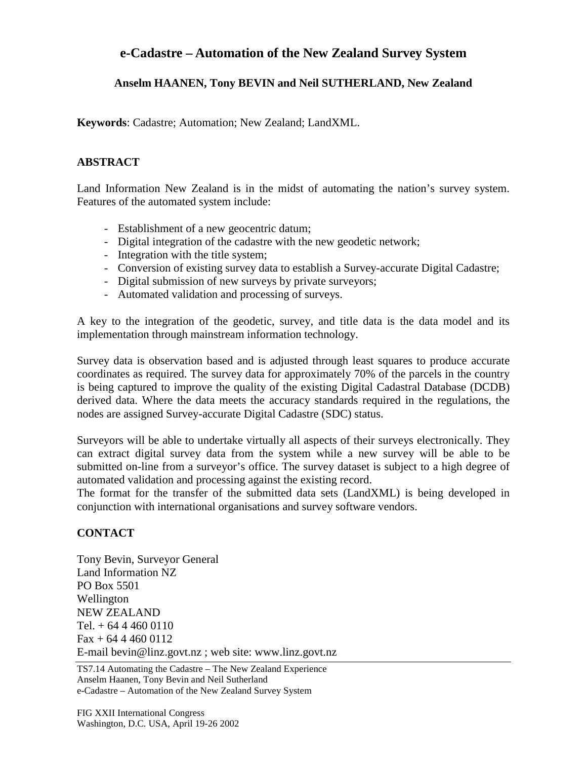# e-Cadastre – Automation of the New Zealand Survey System

### Anselm HAANEN, Tony BEVIN and Neil SUTHERLAND, New Zealand

**Keywords**: Cadastre; Automation; New Zealand; LandXML.

## ABSTRACT

Land Information New Zealand is in the midst of automating the nation's survey system. Features of the automated system include:

- Establishment of a new geocentric datum;
- Digital integration of the cadastre with the new geodetic network;
- Integration with the title system;
- Conversion of existing survey data to establish a Survey-accurate Digital Cadastre;
- Digital submission of new surveys by private surveyors;
- Automated validation and processing of surveys.

A key to the integration of the geodetic, survey, and title data is the data model and its implementation through mainstream information technology.

Survey data is observation based and is adjusted through least squares to produce accurate coordinates as required. The survey data for approximately 70% of the parcels in the country is being captured to improve the quality of the existing Digital Cadastral Database (DCDB) derived data. Where the data meets the accuracy standards required in the regulations, the nodes are assigned Survey-accurate Digital Cadastre (SDC) status.

Surveyors will be able to undertake virtually all aspects of their surveys electronically. They can extract digital survey data from the system while a new survey will be able to be submitted on-line from a surveyor's office. The survey dataset is subject to a high degree of automated validation and processing against the existing record.
The format for the transfer of the submitted data sets (LandXML) is being developed in conjunction with international organisations and survey software vendors.

## CONTACT

Tony Bevin, Surveyor General
Land Information NZ
PO Box 5501
Wellington
NEW ZEALAND
Tel. + 64 4 460 0110
Fax + 64 4 460 0112
E-mail bevin@linz.govt.nz ; web site: www.linz.govt.nz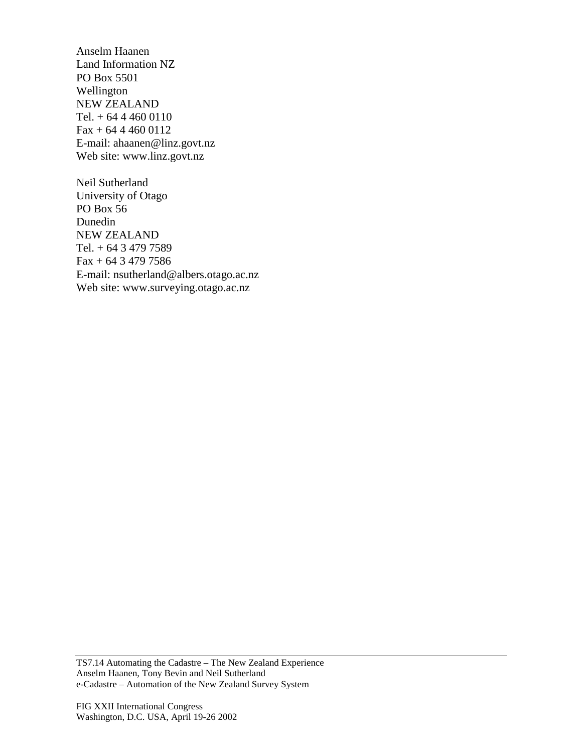Anselm Haanen
Land Information NZ
PO Box 5501
Wellington
NEW ZEALAND
Tel. + 64 4 460 0110
Fax + 64 4 460 0112
E-mail: ahaanen@linz.govt.nz
Web site: www.linz.govt.nz

Neil Sutherland
University of Otago
PO Box 56
Dunedin
NEW ZEALAND
Tel. + 64 3 479 7589
Fax + 64 3 479 7586
E-mail: nsutherland@albers.otago.ac.nz
Web site: www.surveying.otago.ac.nz